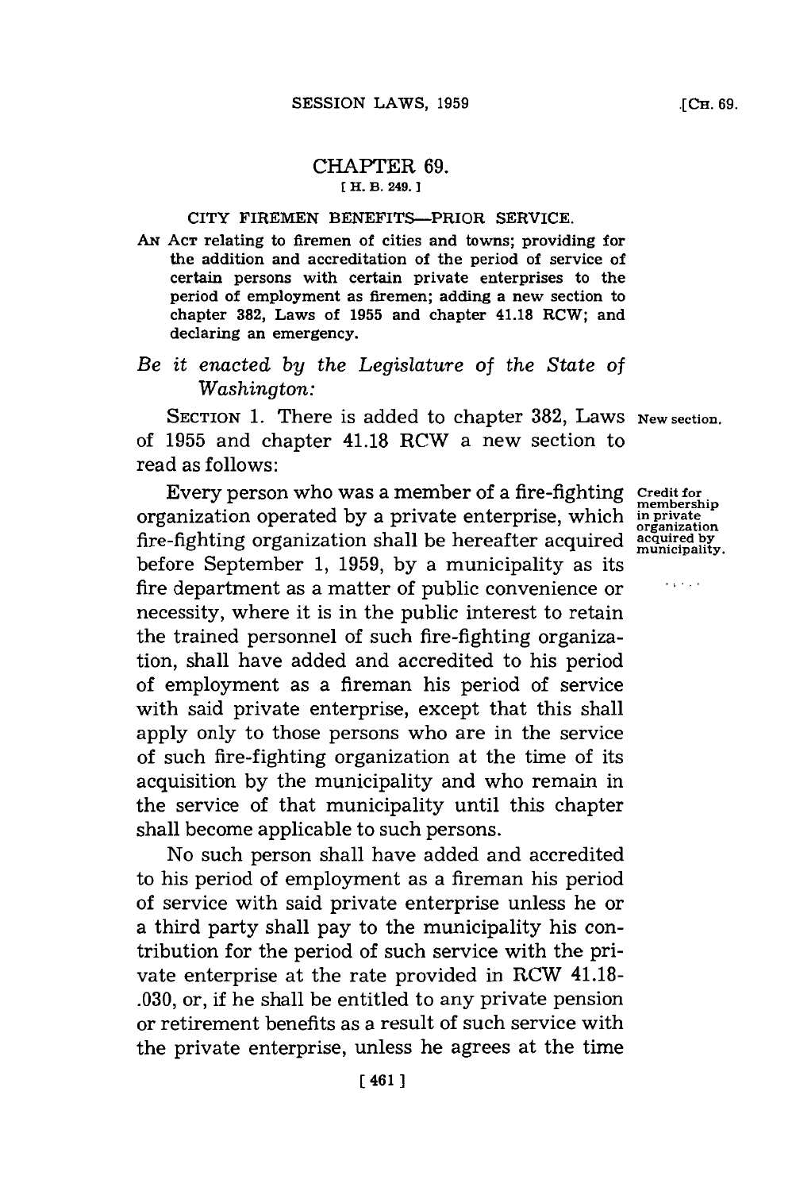## CHAPTER 69.

[ H. B. 249. ]

CITY FIREMEN BENEFITS—PRIOR SERVICE.

AN ACT relating to firemen of cities and towns; providing for the addition and accreditation of the period of service of certain persons with certain private enterprises to the period of employment as firemen; adding a new section to chapter 382, Laws of 1955 and chapter 41.18 RCW; and declaring an emergency.

*Be it enacted by the Legislature of the State of Washington:*

SECTION 1. There is added to chapter 382, Laws of 1955 and chapter 41.18 RCW a new section to read as follows:

New section.

Every person who was a member of a fire-fighting organization operated by a private enterprise, which fire-fighting organization shall be hereafter acquired before September 1, 1959, by a municipality as its fire department as a matter of public convenience or necessity, where it is in the public interest to retain the trained personnel of such fire-fighting organization, shall have added and accredited to his period of employment as a fireman his period of service with said private enterprise, except that this shall apply only to those persons who are in the service of such fire-fighting organization at the time of its acquisition by the municipality and who remain in the service of that municipality until this chapter shall become applicable to such persons.

Credit for membership in private organization acquired by municipality.

No such person shall have added and accredited to his period of employment as a fireman his period of service with said private enterprise unless he or a third party shall pay to the municipality his contribution for the period of such service with the private enterprise at the rate provided in RCW 41.18-.030, or, if he shall be entitled to any private pension or retirement benefits as a result of such service with the private enterprise, unless he agrees at the time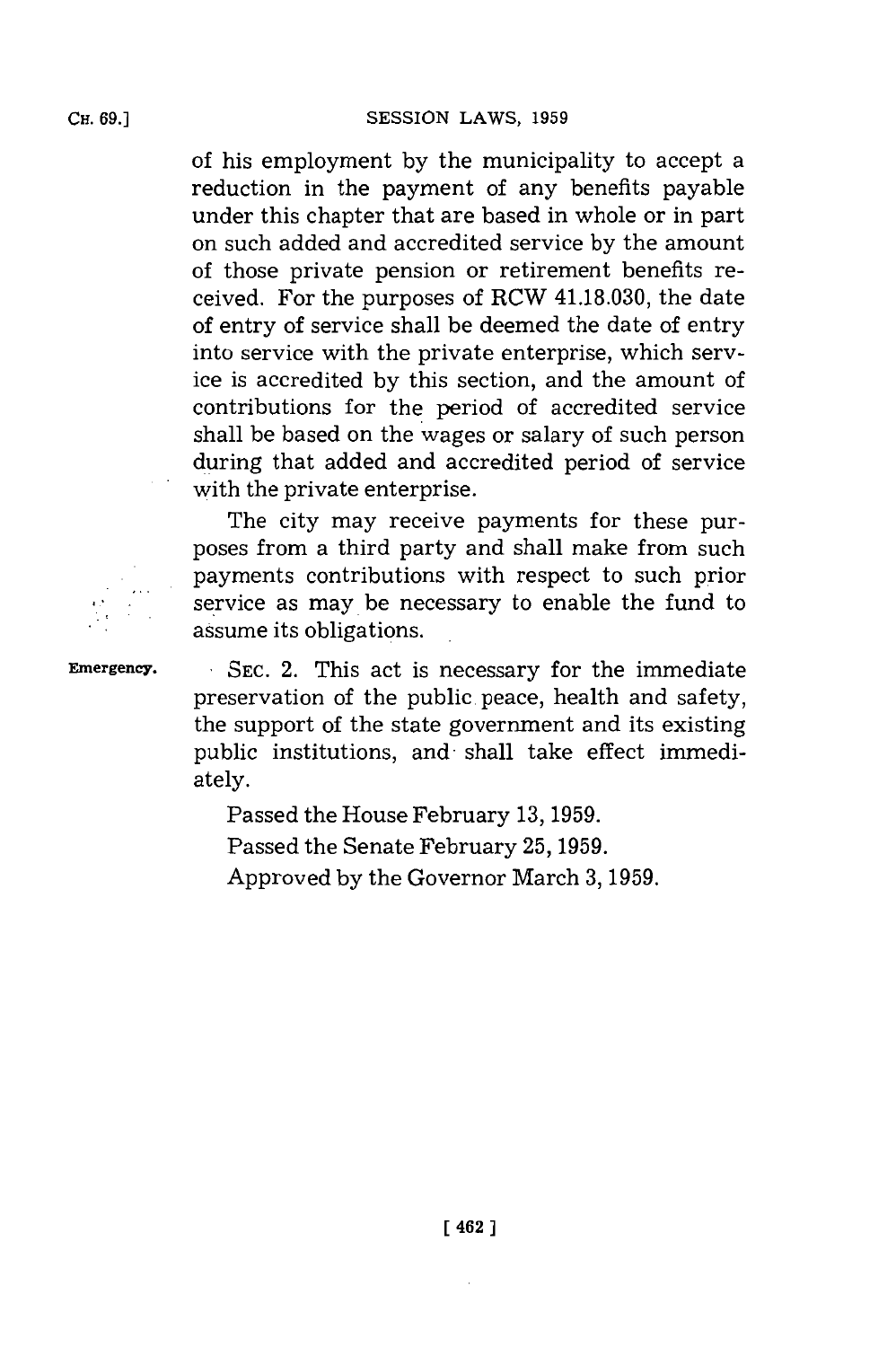of his employment by the municipality to accept a reduction in the payment of any benefits payable under this chapter that are based in whole or in part on such added and accredited service by the amount of those private pension or retirement benefits received. For the purposes of RCW 41.18.030, the date of entry of service shall be deemed the date of entry into service with the private enterprise, which service is accredited by this section, and the amount of contributions for the period of accredited service shall be based on the wages or salary of such person during that added and accredited period of service with the private enterprise.

The city may receive payments for these purposes from a third party and shall make from such payments contributions with respect to such prior service as may be necessary to enable the fund to assume its obligations.

**Emergency.** SEC. 2. This act is necessary for the immediate preservation of the public peace, health and safety, the support of the state government and its existing public institutions, and shall take effect immediately.

Passed the House February 13, 1959.

Passed the Senate February 25, 1959.

Approved by the Governor March 3, 1959.